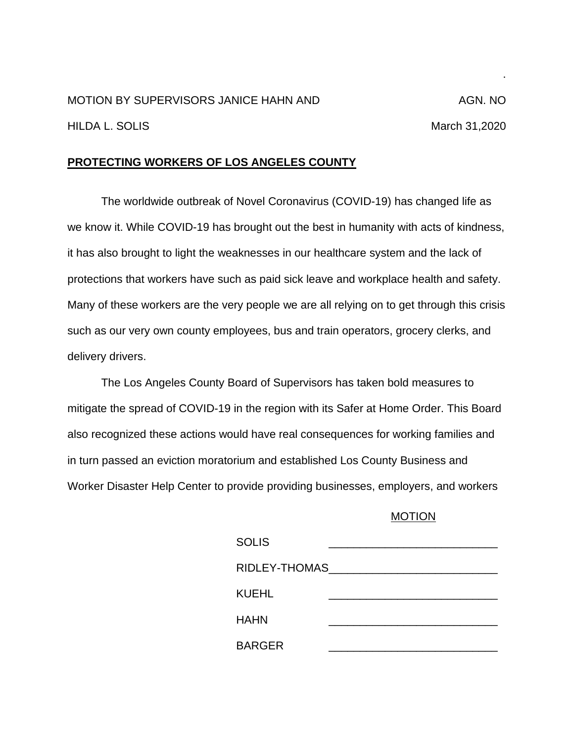MOTION BY SUPERVISORS JANICE HAHN AND HILDA L. SOLIS

AGN. NO

March 31,2020

**PROTECTING WORKERS OF LOS ANGELES COUNTY**

The worldwide outbreak of Novel Coronavirus (COVID-19) has changed life as we know it. While COVID-19 has brought out the best in humanity with acts of kindness, it has also brought to light the weaknesses in our healthcare system and the lack of protections that workers have such as paid sick leave and workplace health and safety. Many of these workers are the very people we are all relying on to get through this crisis such as our very own county employees, bus and train operators, grocery clerks, and delivery drivers.

The Los Angeles County Board of Supervisors has taken bold measures to mitigate the spread of COVID-19 in the region with its Safer at Home Order. This Board also recognized these actions would have real consequences for working families and in turn passed an eviction moratorium and established Los County Business and Worker Disaster Help Center to provide providing businesses, employers, and workers

MOTION

| | |
|---|---|
| SOLIS | _______________ |
| RIDLEY-THOMAS | _______________ |
| KUEHL | _______________ |
| HAHN | _______________ |
| BARGER | _______________ |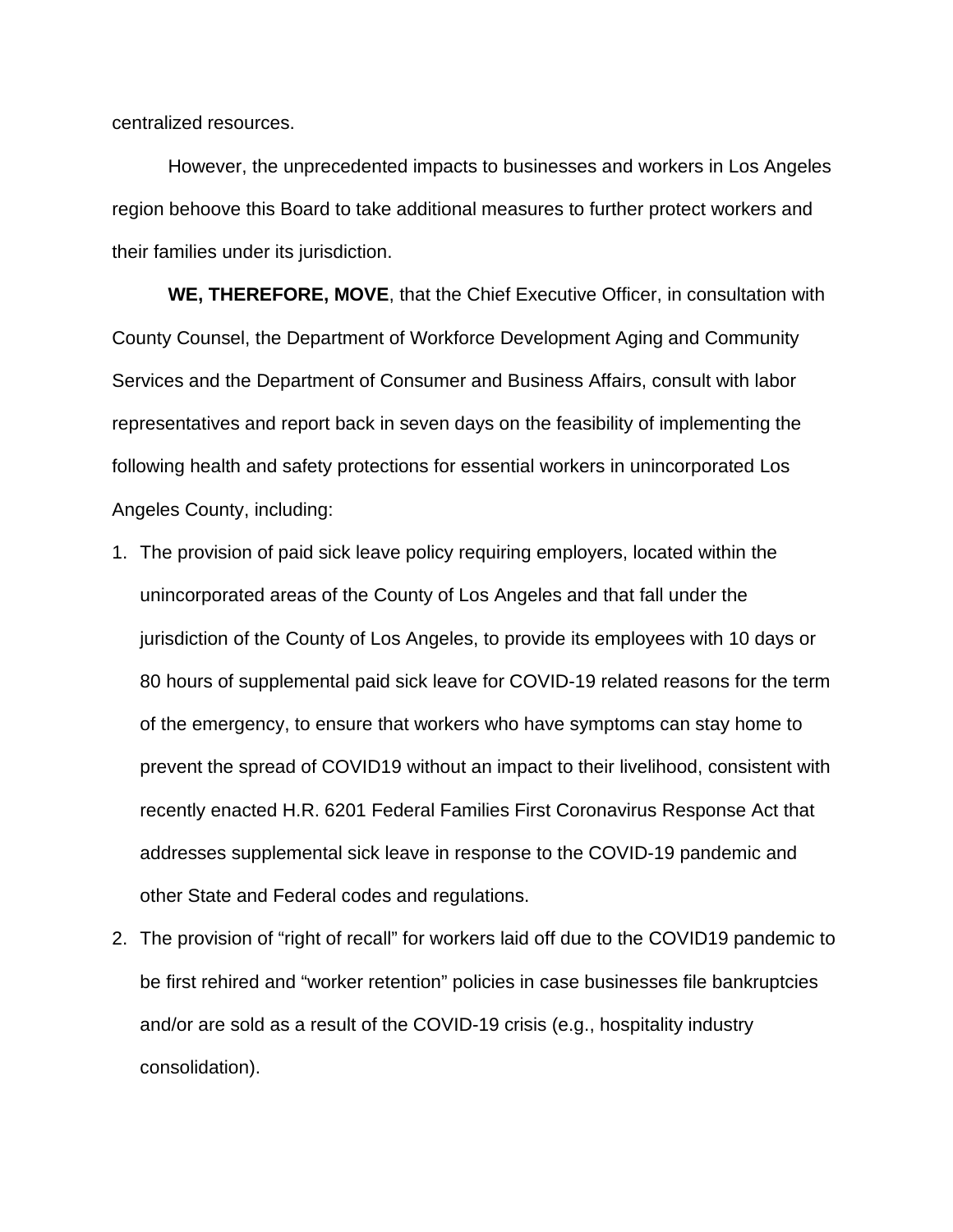centralized resources.

However, the unprecedented impacts to businesses and workers in Los Angeles region behoove this Board to take additional measures to further protect workers and their families under its jurisdiction.

**WE, THEREFORE, MOVE**, that the Chief Executive Officer, in consultation with County Counsel, the Department of Workforce Development Aging and Community Services and the Department of Consumer and Business Affairs, consult with labor representatives and report back in seven days on the feasibility of implementing the following health and safety protections for essential workers in unincorporated Los Angeles County, including:

1. The provision of paid sick leave policy requiring employers, located within the unincorporated areas of the County of Los Angeles and that fall under the jurisdiction of the County of Los Angeles, to provide its employees with 10 days or 80 hours of supplemental paid sick leave for COVID-19 related reasons for the term of the emergency, to ensure that workers who have symptoms can stay home to prevent the spread of COVID19 without an impact to their livelihood, consistent with recently enacted H.R. 6201 Federal Families First Coronavirus Response Act that addresses supplemental sick leave in response to the COVID-19 pandemic and other State and Federal codes and regulations.
2. The provision of "right of recall" for workers laid off due to the COVID19 pandemic to be first rehired and "worker retention" policies in case businesses file bankruptcies and/or are sold as a result of the COVID-19 crisis (e.g., hospitality industry consolidation).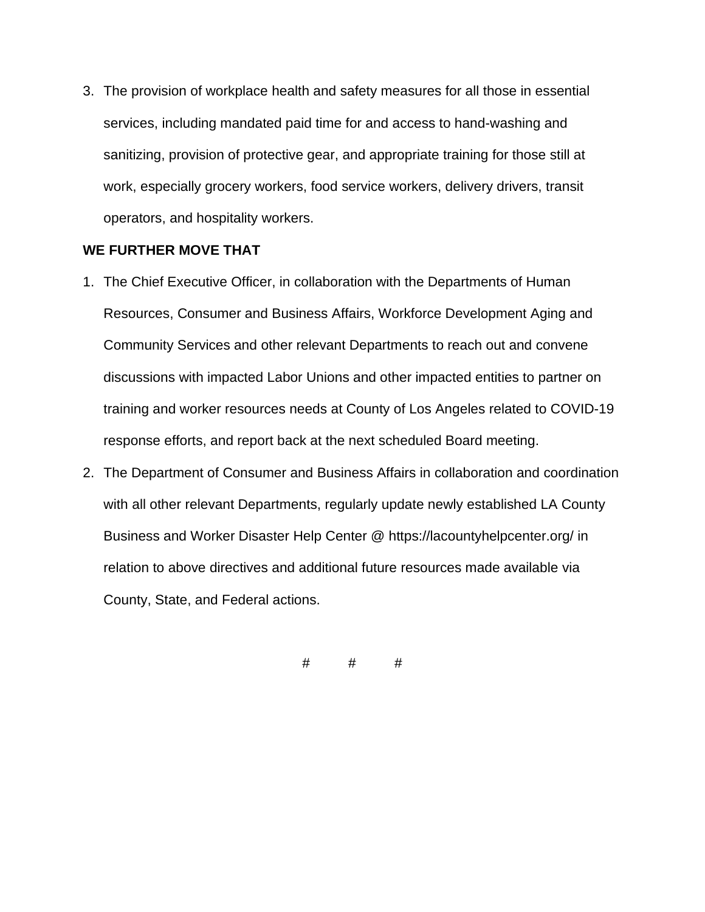3. The provision of workplace health and safety measures for all those in essential services, including mandated paid time for and access to hand-washing and sanitizing, provision of protective gear, and appropriate training for those still at work, especially grocery workers, food service workers, delivery drivers, transit operators, and hospitality workers.

**WE FURTHER MOVE THAT**

1. The Chief Executive Officer, in collaboration with the Departments of Human Resources, Consumer and Business Affairs, Workforce Development Aging and Community Services and other relevant Departments to reach out and convene discussions with impacted Labor Unions and other impacted entities to partner on training and worker resources needs at County of Los Angeles related to COVID-19 response efforts, and report back at the next scheduled Board meeting.
2. The Department of Consumer and Business Affairs in collaboration and coordination with all other relevant Departments, regularly update newly established LA County Business and Worker Disaster Help Center @ https://lacountyhelpcenter.org/ in relation to above directives and additional future resources made available via County, State, and Federal actions.

# # #